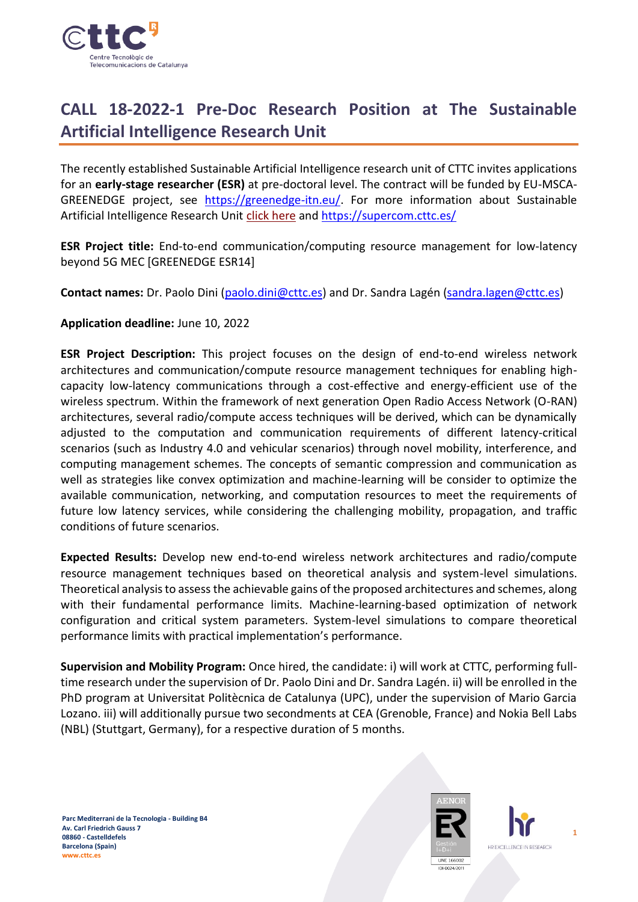# CALL 18-2022-1 Pre-Doc Research Position at The Sustainable Artificial Intelligence Research Unit

The recently established Sustainable Artificial Intelligence research unit of CTTC invites applications for an **early-stage researcher (ESR)** at pre-doctoral level. The contract will be funded by EU-MSCA-GREENEDGE project, see https://greenedge-itn.eu/. For more information about Sustainable Artificial Intelligence Research Unit click here and https://supercom.cttc.es/

**ESR Project title:** End-to-end communication/computing resource management for low-latency beyond 5G MEC [GREENEDGE ESR14]

**Contact names:** Dr. Paolo Dini (paolo.dini@cttc.es) and Dr. Sandra Lagén (sandra.lagen@cttc.es)

**Application deadline:** June 10, 2022

**ESR Project Description:** This project focuses on the design of end-to-end wireless network architectures and communication/compute resource management techniques for enabling high-capacity low-latency communications through a cost-effective and energy-efficient use of the wireless spectrum. Within the framework of next generation Open Radio Access Network (O-RAN) architectures, several radio/compute access techniques will be derived, which can be dynamically adjusted to the computation and communication requirements of different latency-critical scenarios (such as Industry 4.0 and vehicular scenarios) through novel mobility, interference, and computing management schemes. The concepts of semantic compression and communication as well as strategies like convex optimization and machine-learning will be consider to optimize the available communication, networking, and computation resources to meet the requirements of future low latency services, while considering the challenging mobility, propagation, and traffic conditions of future scenarios.

**Expected Results:** Develop new end-to-end wireless network architectures and radio/compute resource management techniques based on theoretical analysis and system-level simulations. Theoretical analysis to assess the achievable gains of the proposed architectures and schemes, along with their fundamental performance limits. Machine-learning-based optimization of network configuration and critical system parameters. System-level simulations to compare theoretical performance limits with practical implementation's performance.

**Supervision and Mobility Program:** Once hired, the candidate: i) will work at CTTC, performing full-time research under the supervision of Dr. Paolo Dini and Dr. Sandra Lagén. ii) will be enrolled in the PhD program at Universitat Politècnica de Catalunya (UPC), under the supervision of Mario Garcia Lozano. iii) will additionally pursue two secondments at CEA (Grenoble, France) and Nokia Bell Labs (NBL) (Stuttgart, Germany), for a respective duration of 5 months.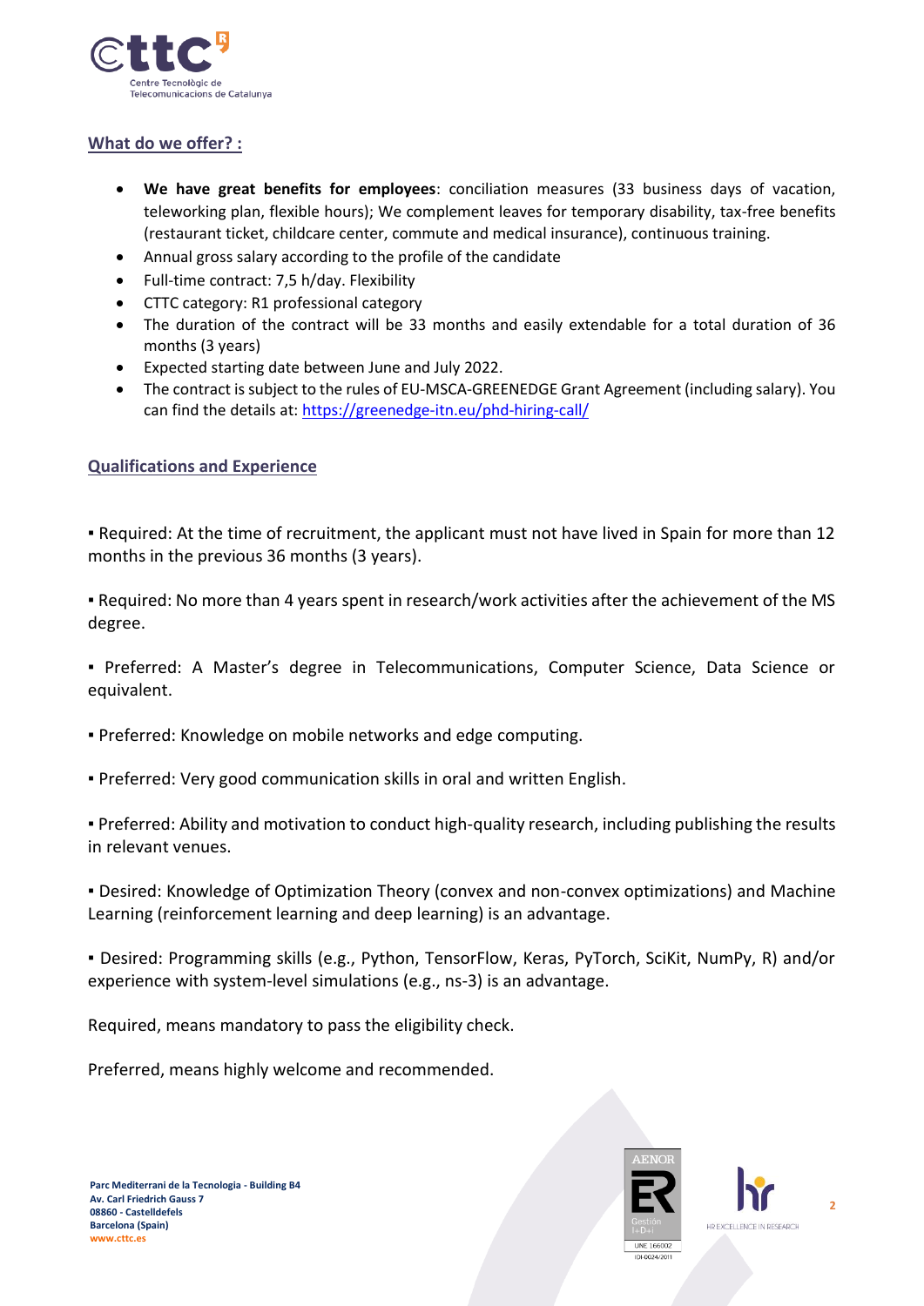## What do we offer? :

- **We have great benefits for employees**: conciliation measures (33 business days of vacation, teleworking plan, flexible hours); We complement leaves for temporary disability, tax-free benefits (restaurant ticket, childcare center, commute and medical insurance), continuous training.
- Annual gross salary according to the profile of the candidate
- Full-time contract: 7,5 h/day. Flexibility
- CTTC category: R1 professional category
- The duration of the contract will be 33 months and easily extendable for a total duration of 36 months (3 years)
- Expected starting date between June and July 2022.
- The contract is subject to the rules of EU-MSCA-GREENEDGE Grant Agreement (including salary). You can find the details at: https://greenedge-itn.eu/phd-hiring-call/

## Qualifications and Experience

▪ Required: At the time of recruitment, the applicant must not have lived in Spain for more than 12 months in the previous 36 months (3 years).

▪ Required: No more than 4 years spent in research/work activities after the achievement of the MS degree.

▪ Preferred: A Master's degree in Telecommunications, Computer Science, Data Science or equivalent.

▪ Preferred: Knowledge on mobile networks and edge computing.

▪ Preferred: Very good communication skills in oral and written English.

▪ Preferred: Ability and motivation to conduct high-quality research, including publishing the results in relevant venues.

▪ Desired: Knowledge of Optimization Theory (convex and non-convex optimizations) and Machine Learning (reinforcement learning and deep learning) is an advantage.

▪ Desired: Programming skills (e.g., Python, TensorFlow, Keras, PyTorch, SciKit, NumPy, R) and/or experience with system-level simulations (e.g., ns-3) is an advantage.

Required, means mandatory to pass the eligibility check.

Preferred, means highly welcome and recommended.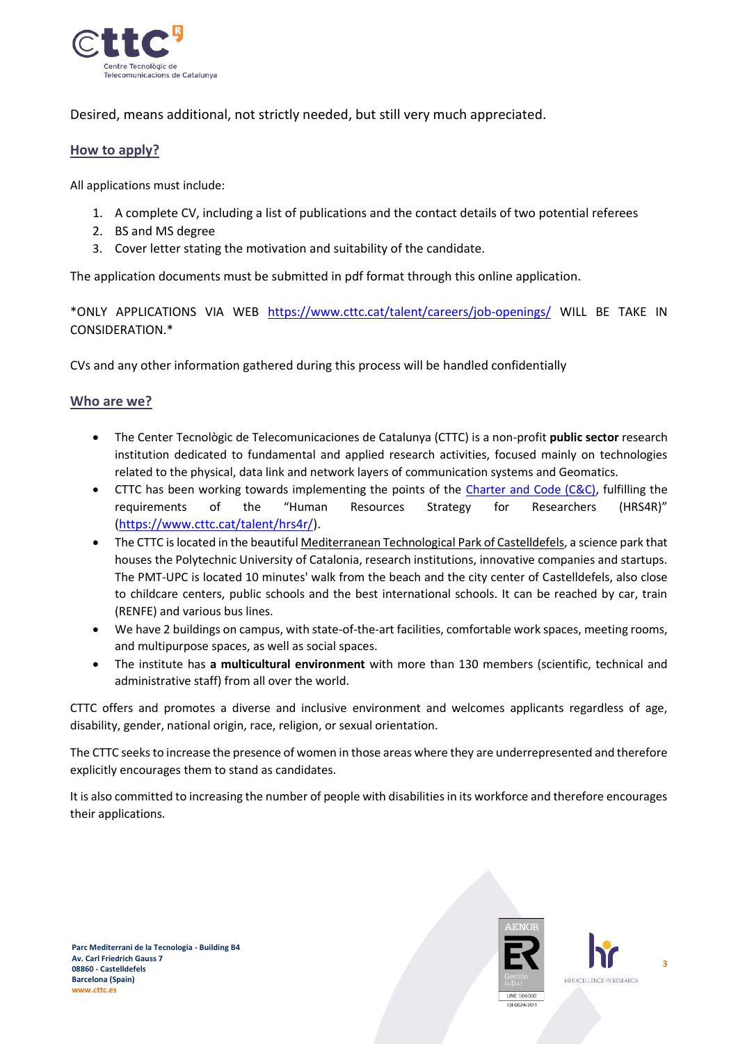Desired, means additional, not strictly needed, but still very much appreciated.

## How to apply?

All applications must include:

1. A complete CV, including a list of publications and the contact details of two potential referees
2. BS and MS degree
3. Cover letter stating the motivation and suitability of the candidate.

The application documents must be submitted in pdf format through this online application.

*ONLY APPLICATIONS VIA WEB https://www.cttc.cat/talent/careers/job-openings/ WILL BE TAKE IN CONSIDERATION.*

CVs and any other information gathered during this process will be handled confidentially

## Who are we?

- The Center Tecnològic de Telecomunicaciones de Catalunya (CTTC) is a non-profit **public sector** research institution dedicated to fundamental and applied research activities, focused mainly on technologies related to the physical, data link and network layers of communication systems and Geomatics.
- CTTC has been working towards implementing the points of the Charter and Code (C&C), fulfilling the requirements of the "Human Resources Strategy for Researchers (HRS4R)" (https://www.cttc.cat/talent/hrs4r/).
- The CTTC is located in the beautiful Mediterranean Technological Park of Castelldefels, a science park that houses the Polytechnic University of Catalonia, research institutions, innovative companies and startups. The PMT-UPC is located 10 minutes' walk from the beach and the city center of Castelldefels, also close to childcare centers, public schools and the best international schools. It can be reached by car, train (RENFE) and various bus lines.
- We have 2 buildings on campus, with state-of-the-art facilities, comfortable work spaces, meeting rooms, and multipurpose spaces, as well as social spaces.
- The institute has **a multicultural environment** with more than 130 members (scientific, technical and administrative staff) from all over the world.

CTTC offers and promotes a diverse and inclusive environment and welcomes applicants regardless of age, disability, gender, national origin, race, religion, or sexual orientation.

The CTTC seeks to increase the presence of women in those areas where they are underrepresented and therefore explicitly encourages them to stand as candidates.

It is also committed to increasing the number of people with disabilities in its workforce and therefore encourages their applications.